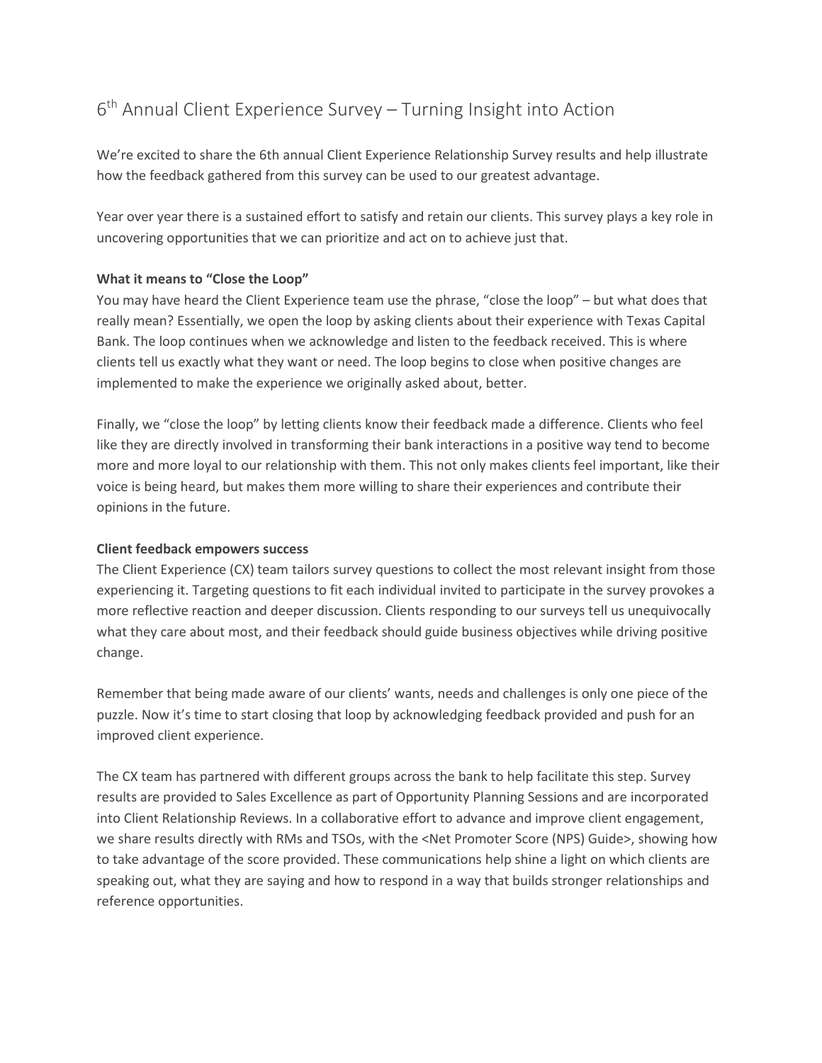# 6th Annual Client Experience Survey – Turning Insight into Action

We're excited to share the 6th annual Client Experience Relationship Survey results and help illustrate how the feedback gathered from this survey can be used to our greatest advantage.

Year over year there is a sustained effort to satisfy and retain our clients. This survey plays a key role in uncovering opportunities that we can prioritize and act on to achieve just that.

**What it means to "Close the Loop"**

You may have heard the Client Experience team use the phrase, "close the loop" – but what does that really mean? Essentially, we open the loop by asking clients about their experience with Texas Capital Bank. The loop continues when we acknowledge and listen to the feedback received. This is where clients tell us exactly what they want or need. The loop begins to close when positive changes are implemented to make the experience we originally asked about, better.

Finally, we "close the loop" by letting clients know their feedback made a difference. Clients who feel like they are directly involved in transforming their bank interactions in a positive way tend to become more and more loyal to our relationship with them. This not only makes clients feel important, like their voice is being heard, but makes them more willing to share their experiences and contribute their opinions in the future.

**Client feedback empowers success**

The Client Experience (CX) team tailors survey questions to collect the most relevant insight from those experiencing it. Targeting questions to fit each individual invited to participate in the survey provokes a more reflective reaction and deeper discussion. Clients responding to our surveys tell us unequivocally what they care about most, and their feedback should guide business objectives while driving positive change.

Remember that being made aware of our clients' wants, needs and challenges is only one piece of the puzzle. Now it's time to start closing that loop by acknowledging feedback provided and push for an improved client experience.

The CX team has partnered with different groups across the bank to help facilitate this step. Survey results are provided to Sales Excellence as part of Opportunity Planning Sessions and are incorporated into Client Relationship Reviews. In a collaborative effort to advance and improve client engagement, we share results directly with RMs and TSOs, with the <Net Promoter Score (NPS) Guide>, showing how to take advantage of the score provided. These communications help shine a light on which clients are speaking out, what they are saying and how to respond in a way that builds stronger relationships and reference opportunities.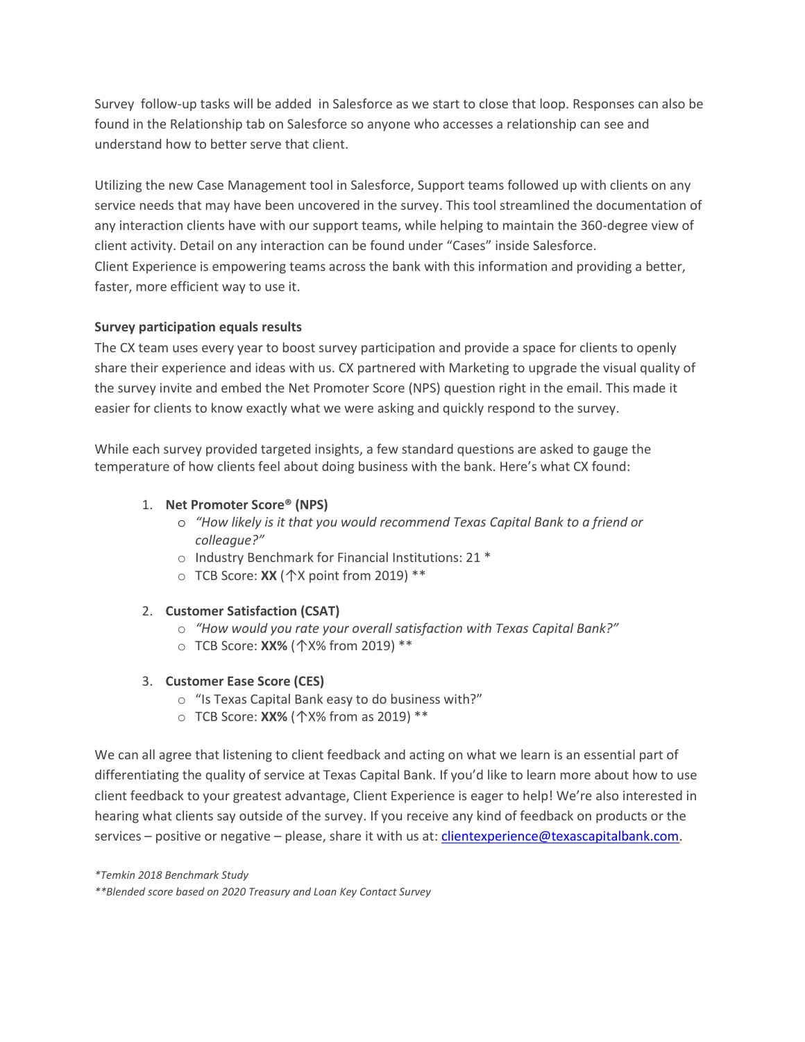Survey follow-up tasks will be added in Salesforce as we start to close that loop. Responses can also be found in the Relationship tab on Salesforce so anyone who accesses a relationship can see and understand how to better serve that client.

Utilizing the new Case Management tool in Salesforce, Support teams followed up with clients on any service needs that may have been uncovered in the survey. This tool streamlined the documentation of any interaction clients have with our support teams, while helping to maintain the 360-degree view of client activity. Detail on any interaction can be found under "Cases" inside Salesforce.
Client Experience is empowering teams across the bank with this information and providing a better, faster, more efficient way to use it.

**Survey participation equals results**

The CX team uses every year to boost survey participation and provide a space for clients to openly share their experience and ideas with us. CX partnered with Marketing to upgrade the visual quality of the survey invite and embed the Net Promoter Score (NPS) question right in the email. This made it easier for clients to know exactly what we were asking and quickly respond to the survey.

While each survey provided targeted insights, a few standard questions are asked to gauge the temperature of how clients feel about doing business with the bank. Here's what CX found:

1. **Net Promoter Score® (NPS)**
   - *"How likely is it that you would recommend Texas Capital Bank to a friend or colleague?"*
   - Industry Benchmark for Financial Institutions: 21 *
   - TCB Score: **XX** (↑X point from 2019) **

2. **Customer Satisfaction (CSAT)**
   - *"How would you rate your overall satisfaction with Texas Capital Bank?"*
   - TCB Score: **XX%** (↑X% from 2019) **

3. **Customer Ease Score (CES)**
   - "Is Texas Capital Bank easy to do business with?"
   - TCB Score: **XX%** (↑X% from as 2019) **

We can all agree that listening to client feedback and acting on what we learn is an essential part of differentiating the quality of service at Texas Capital Bank. If you'd like to learn more about how to use client feedback to your greatest advantage, Client Experience is eager to help! We're also interested in hearing what clients say outside of the survey. If you receive any kind of feedback on products or the services – positive or negative – please, share it with us at: clientexperience@texascapitalbank.com.

*\*Temkin 2018 Benchmark Study*

*\*\*Blended score based on 2020 Treasury and Loan Key Contact Survey*